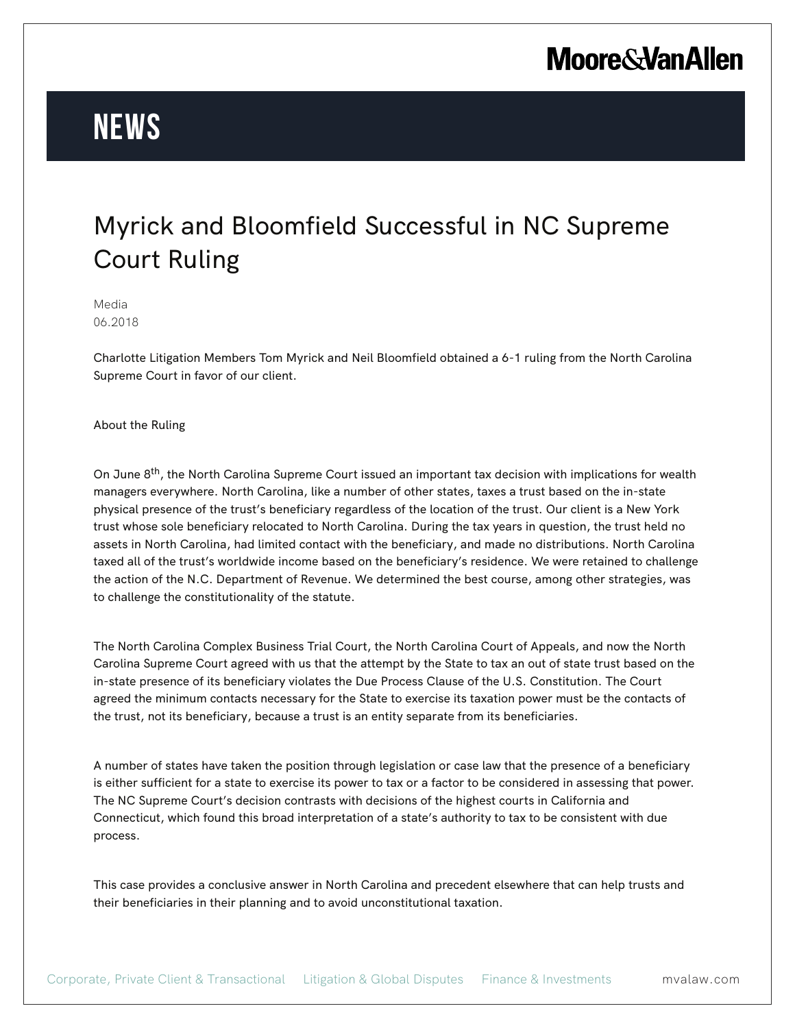Moore&VanAllen

# NEWS

## Myrick and Bloomfield Successful in NC Supreme Court Ruling

Media
06.2018

Charlotte Litigation Members Tom Myrick and Neil Bloomfield obtained a 6-1 ruling from the North Carolina Supreme Court in favor of our client.

About the Ruling

On June 8th, the North Carolina Supreme Court issued an important tax decision with implications for wealth managers everywhere. North Carolina, like a number of other states, taxes a trust based on the in-state physical presence of the trust's beneficiary regardless of the location of the trust. Our client is a New York trust whose sole beneficiary relocated to North Carolina. During the tax years in question, the trust held no assets in North Carolina, had limited contact with the beneficiary, and made no distributions. North Carolina taxed all of the trust's worldwide income based on the beneficiary's residence. We were retained to challenge the action of the N.C. Department of Revenue. We determined the best course, among other strategies, was to challenge the constitutionality of the statute.

The North Carolina Complex Business Trial Court, the North Carolina Court of Appeals, and now the North Carolina Supreme Court agreed with us that the attempt by the State to tax an out of state trust based on the in-state presence of its beneficiary violates the Due Process Clause of the U.S. Constitution. The Court agreed the minimum contacts necessary for the State to exercise its taxation power must be the contacts of the trust, not its beneficiary, because a trust is an entity separate from its beneficiaries.

A number of states have taken the position through legislation or case law that the presence of a beneficiary is either sufficient for a state to exercise its power to tax or a factor to be considered in assessing that power. The NC Supreme Court's decision contrasts with decisions of the highest courts in California and Connecticut, which found this broad interpretation of a state's authority to tax to be consistent with due process.

This case provides a conclusive answer in North Carolina and precedent elsewhere that can help trusts and their beneficiaries in their planning and to avoid unconstitutional taxation.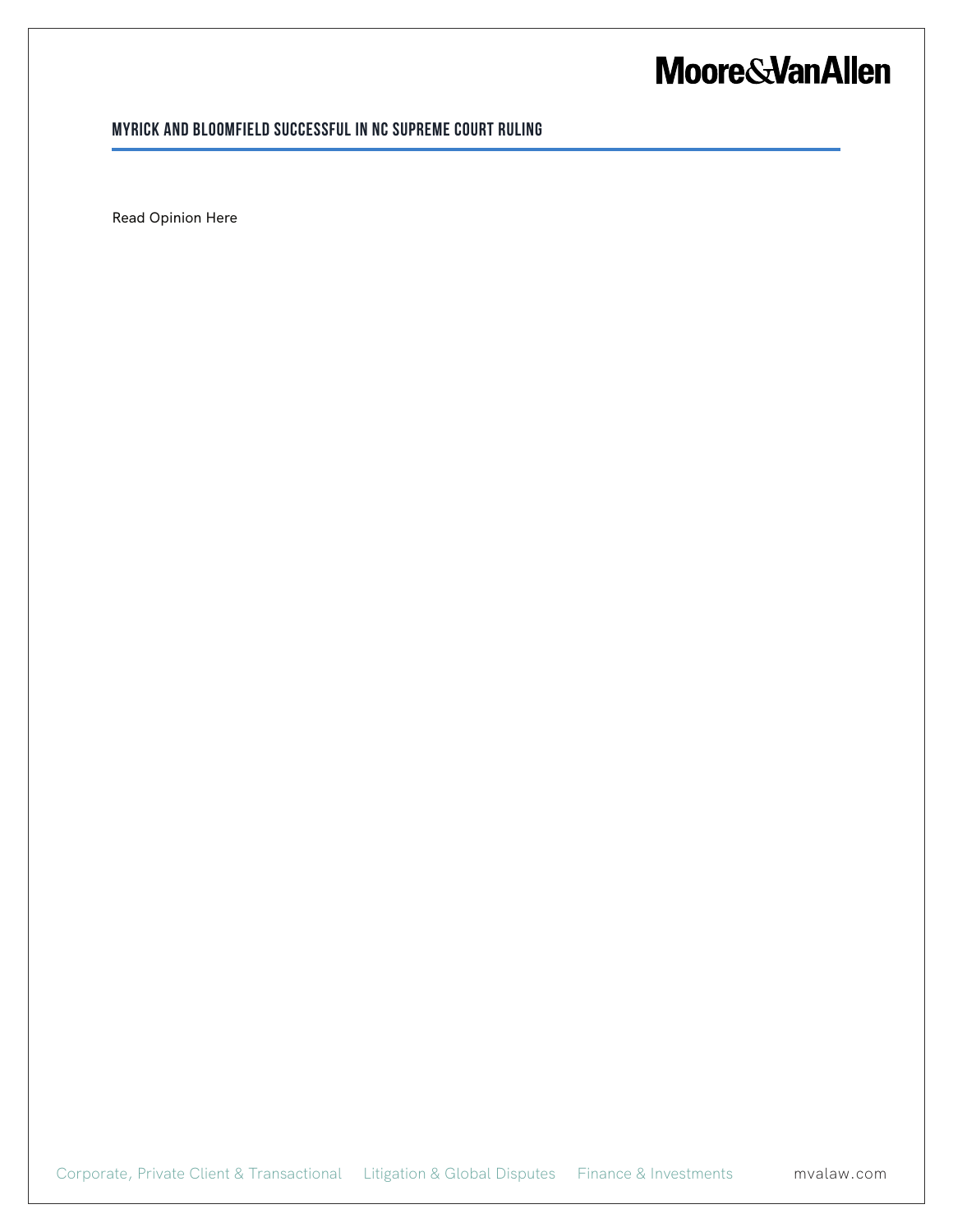## MYRICK AND BLOOMFIELD SUCCESSFUL IN NC SUPREME COURT RULING

Read Opinion Here